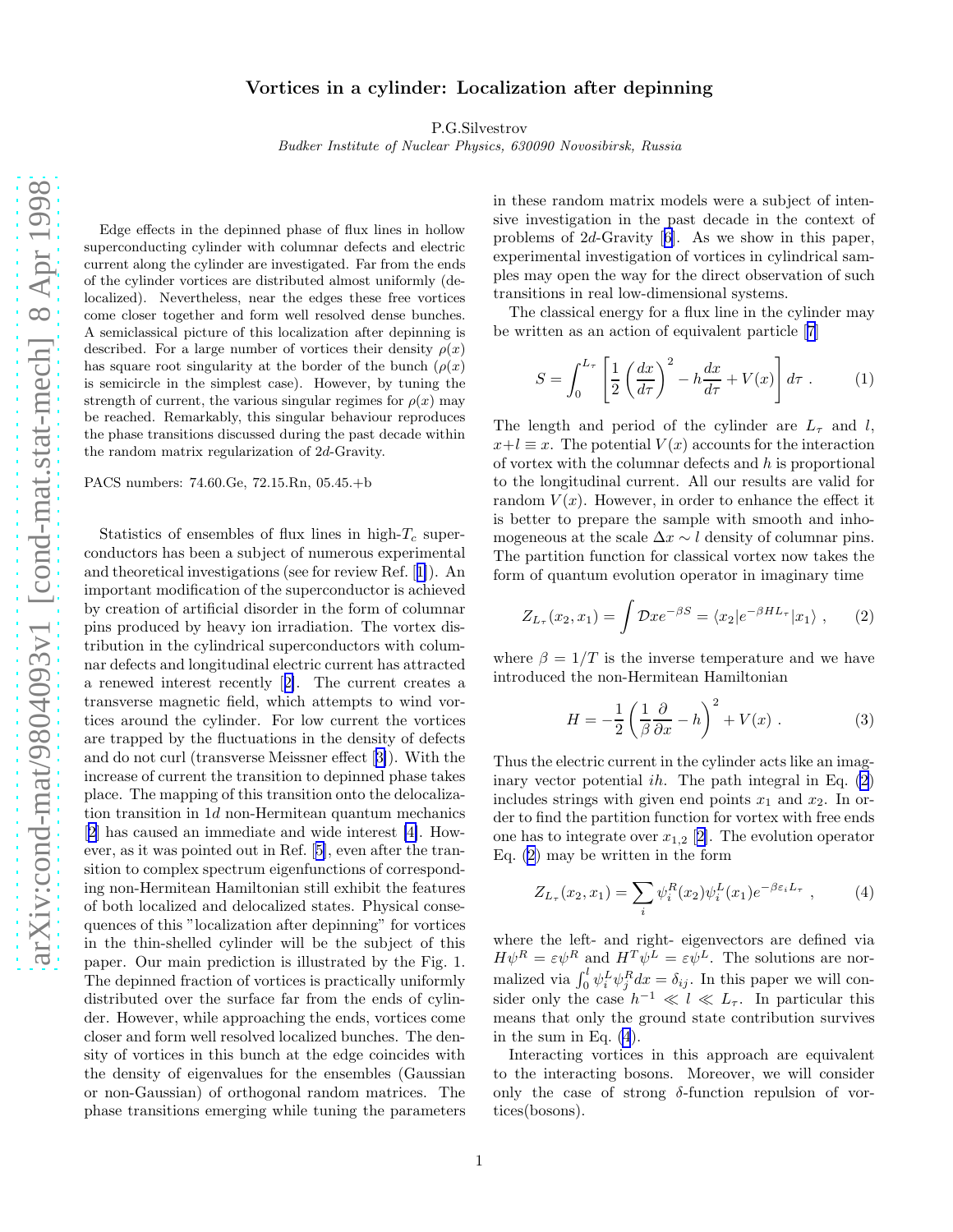# Vortices in a cylinder: Localization after depinning

P.G.Silvestrov

*Budker Institute of Nuclear Physics, 630090 Novosibirsk, Russia*

Edge effects in the depinned phase of flux lines in hollow superconducting cylinder with columnar defects and electric current along the cylinder are investigated. Far from the ends of the cylinder vortices are distributed almost uniformly (delocalized). Nevertheless, near the edges these free vortices come closer together and form well resolved dense bunches. A semiclassical picture of this localization after depinning is described. For a large number of vortices their density $\rho(x)$ has square root singularity at the border of the bunch ($\rho(x)$ is semicircle in the simplest case). However, by tuning the strength of current, the various singular regimes for $\rho(x)$ may be reached. Remarkably, this singular behaviour reproduces the phase transitions discussed during the past decade within the random matrix regularization of $2d$-Gravity.

PACS numbers: 74.60.Ge, 72.15.Rn, 05.45.+b

Statistics of ensembles of flux lines in high-$T_c$ superconductors has been a subject of numerous experimental and theoretical investigations (see for review Ref. [1]). An important modification of the superconductor is achieved by creation of artificial disorder in the form of columnar pins produced by heavy ion irradiation. The vortex distribution in the cylindrical superconductors with columnar defects and longitudinal electric current has attracted a renewed interest recently [2]. The current creates a transverse magnetic field, which attempts to wind vortices around the cylinder. For low current the vortices are trapped by the fluctuations in the density of defects and do not curl (transverse Meissner effect [3]). With the increase of current the transition to depinned phase takes place. The mapping of this transition onto the delocalization transition in $1d$ non-Hermitean quantum mechanics [2] has caused an immediate and wide interest [4]. However, as it was pointed out in Ref. [5], even after the transition to complex spectrum eigenfunctions of corresponding non-Hermitean Hamiltonian still exhibit the features of both localized and delocalized states. Physical consequences of this "localization after depinning" for vortices in the thin-shelled cylinder will be the subject of this paper. Our main prediction is illustrated by the Fig. 1. The depinned fraction of vortices is practically uniformly distributed over the surface far from the ends of cylinder. However, while approaching the ends, vortices come closer and form well resolved localized bunches. The density of vortices in this bunch at the edge coincides with the density of eigenvalues for the ensembles (Gaussian or non-Gaussian) of orthogonal random matrices. The phase transitions emerging while tuning the parameters in these random matrix models were a subject of intensive investigation in the past decade in the context of problems of $2d$-Gravity [6]. As we show in this paper, experimental investigation of vortices in cylindrical samples may open the way for the direct observation of such transitions in real low-dimensional systems.

The classical energy for a flux line in the cylinder may be written as an action of equivalent particle [7]

$$S = \int_0^{L_\tau} \left[ \frac{1}{2} \left( \frac{dx}{d\tau} \right)^2 - h \frac{dx}{d\tau} + V(x) \right] d\tau \ . \qquad (1)$$

The length and period of the cylinder are $L_\tau$ and $l$, $x+l \equiv x$. The potential $V(x)$ accounts for the interaction of vortex with the columnar defects and $h$ is proportional to the longitudinal current. All our results are valid for random $V(x)$. However, in order to enhance the effect it is better to prepare the sample with smooth and inhomogeneous at the scale $\Delta x \sim l$ density of columnar pins. The partition function for classical vortex now takes the form of quantum evolution operator in imaginary time

$$Z_{L_\tau}(x_2, x_1) = \int \mathcal{D}x e^{-\beta S} = \langle x_2 | e^{-\beta H L_\tau} | x_1 \rangle \ , \qquad (2)$$

where $\beta = 1/T$ is the inverse temperature and we have introduced the non-Hermitean Hamiltonian

$$H = -\frac{1}{2} \left( \frac{1}{\beta} \frac{\partial}{\partial x} - h \right)^2 + V(x) \ . \qquad (3)$$

Thus the electric current in the cylinder acts like an imaginary vector potential $ih$. The path integral in Eq. (2) includes strings with given end points $x_1$ and $x_2$. In order to find the partition function for vortex with free ends one has to integrate over $x_{1,2}$ [2]. The evolution operator Eq. (2) may be written in the form

$$Z_{L_\tau}(x_2, x_1) = \sum_i \psi_i^R(x_2) \psi_i^L(x_1) e^{-\beta \varepsilon_i L_\tau} \ , \qquad (4)$$

where the left- and right- eigenvectors are defined via $H\psi^R = \varepsilon \psi^R$ and $H^T \psi^L = \varepsilon \psi^L$. The solutions are normalized via $\int_0^l \psi_i^L \psi_j^R dx = \delta_{ij}$. In this paper we will consider only the case $h^{-1} \ll l \ll L_\tau$. In particular this means that only the ground state contribution survives in the sum in Eq. (4).

Interacting vortices in this approach are equivalent to the interacting bosons. Moreover, we will consider only the case of strong $\delta$-function repulsion of vortices(bosons).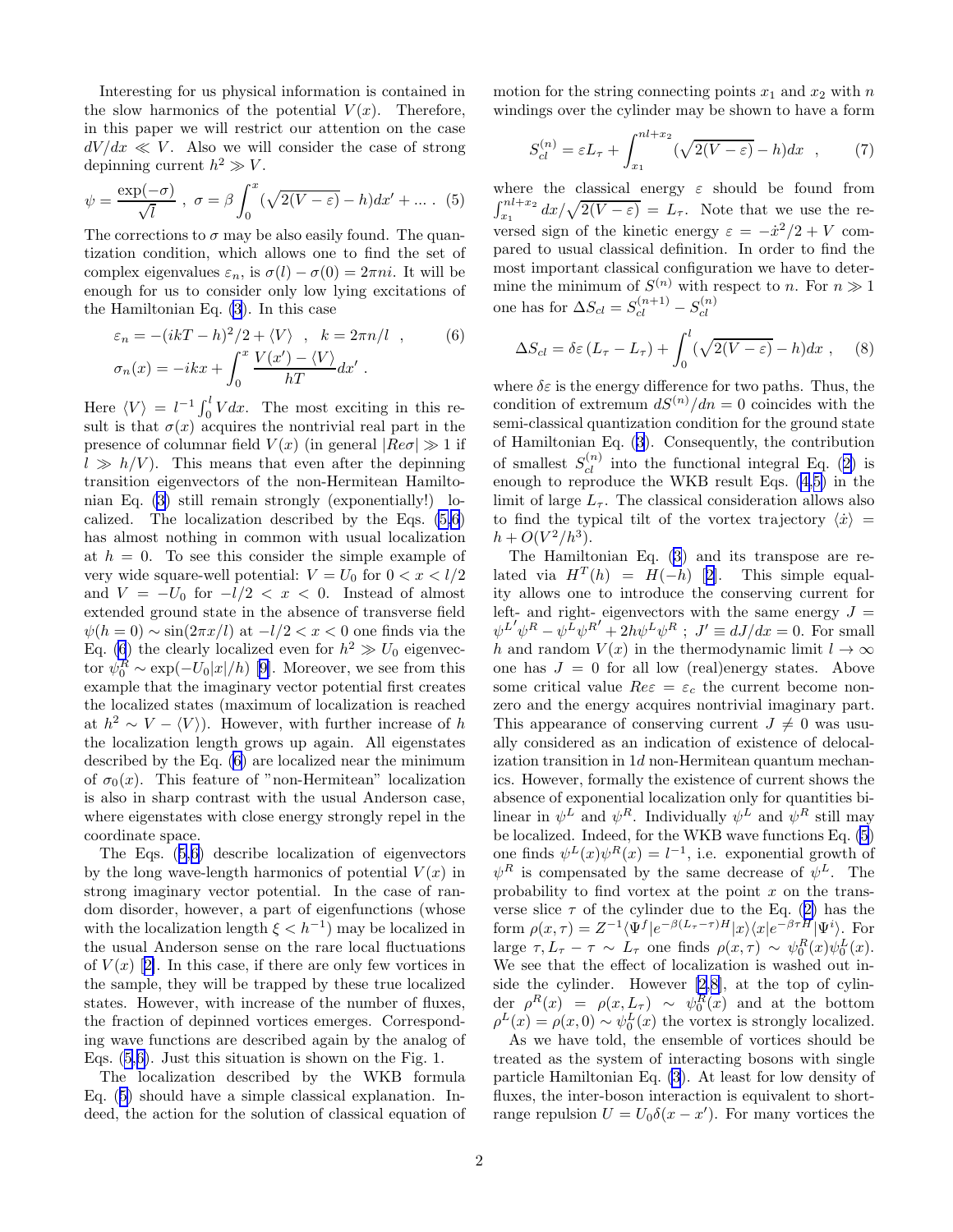Interesting for us physical information is contained in the slow harmonics of the potential $V(x)$. Therefore, in this paper we will restrict our attention on the case $dV/dx \ll V$. Also we will consider the case of strong depinning current $h^2 \gg V$.

$$\psi = \frac{\exp(-\sigma)}{\sqrt{l}} \ , \ \sigma = \beta \int_0^x (\sqrt{2(V-\varepsilon)} - h) dx' + \ldots \ . \quad (5)$$

The corrections to $\sigma$ may be also easily found. The quantization condition, which allows one to find the set of complex eigenvalues $\varepsilon_n$, is $\sigma(l) - \sigma(0) = 2\pi n i$. It will be enough for us to consider only low lying excitations of the Hamiltonian Eq. (3). In this case

$$\varepsilon_n = -(ikT - h)^2/2 + \langle V \rangle \quad , \quad k = 2\pi n/l \quad , \quad (6)$$
$$\sigma_n(x) = -ikx + \int_0^x \frac{V(x') - \langle V \rangle}{hT} dx' \ .$$

Here $\langle V \rangle = l^{-1} \int_0^l V dx$. The most exciting in this result is that $\sigma(x)$ acquires the nontrivial real part in the presence of columnar field $V(x)$ (in general $|Re\sigma| \gg 1$ if $l \gg h/V$). This means that even after the depinning transition eigenvectors of the non-Hermitean Hamiltonian Eq. (3) still remain strongly (exponentially!) localized. The localization described by the Eqs. (5,6) has almost nothing in common with usual localization at $h = 0$. To see this consider the simple example of very wide square-well potential: $V = U_0$ for $0 < x < l/2$ and $V = -U_0$ for $-l/2 < x < 0$. Instead of almost extended ground state in the absence of transverse field $\psi(h = 0) \sim \sin(2\pi x/l)$ at $-l/2 < x < 0$ one finds via the Eq. (6) the clearly localized even for $h^2 \gg U_0$ eigenvector $\psi_0^R \sim \exp(-U_0|x|/h)$ [9]. Moreover, we see from this example that the imaginary vector potential first creates the localized states (maximum of localization is reached at $h^2 \sim V - \langle V \rangle$). However, with further increase of $h$ the localization length grows up again. All eigenstates described by the Eq. (6) are localized near the minimum of $\sigma_0(x)$. This feature of "non-Hermitean" localization is also in sharp contrast with the usual Anderson case, where eigenstates with close energy strongly repel in the coordinate space.

The Eqs. (5,6) describe localization of eigenvectors by the long wave-length harmonics of potential $V(x)$ in strong imaginary vector potential. In the case of random disorder, however, a part of eigenfunctions (whose with the localization length $\xi < h^{-1}$) may be localized in the usual Anderson sense on the rare local fluctuations of $V(x)$ [2]. In this case, if there are only few vortices in the sample, they will be trapped by these true localized states. However, with increase of the number of fluxes, the fraction of depinned vortices emerges. Corresponding wave functions are described again by the analog of Eqs. (5,6). Just this situation is shown on the Fig. 1.

The localization described by the WKB formula Eq. (5) should have a simple classical explanation. Indeed, the action for the solution of classical equation of motion for the string connecting points $x_1$ and $x_2$ with $n$ windings over the cylinder may be shown to have a form

$$S_{cl}^{(n)} = \varepsilon L_\tau + \int_{x_1}^{nl + x_2} (\sqrt{2(V-\varepsilon)} - h) dx \quad , \quad (7)$$

where the classical energy $\varepsilon$ should be found from $\int_{x_1}^{nl+x_2} dx/\sqrt{2(V-\varepsilon)} = L_\tau$. Note that we use the reversed sign of the kinetic energy $\varepsilon = -\dot{x}^2/2 + V$ compared to usual classical definition. In order to find the most important classical configuration we have to determine the minimum of $S^{(n)}$ with respect to $n$. For $n \gg 1$ one has for $\Delta S_{cl} = S_{cl}^{(n+1)} - S_{cl}^{(n)}$

$$\Delta S_{cl} = \delta\varepsilon \left( L_\tau - L_\tau \right) + \int_0^l (\sqrt{2(V-\varepsilon)} - h) dx \ , \quad (8)$$

where $\delta\varepsilon$ is the energy difference for two paths. Thus, the condition of extremum $dS^{(n)}/dn = 0$ coincides with the semi-classical quantization condition for the ground state of Hamiltonian Eq. (3). Consequently, the contribution of smallest $S_{cl}^{(n)}$ into the functional integral Eq. (2) is enough to reproduce the WKB result Eqs. (4,5) in the limit of large $L_\tau$. The classical consideration allows also to find the typical tilt of the vortex trajectory $\langle \dot{x} \rangle = h + O(V^2/h^3)$.

The Hamiltonian Eq. (3) and its transpose are related via $H^T(h) = H(-h)$ [2]. This simple equality allows one to introduce the conserving current for left- and right- eigenvectors with the same energy $J = \psi^{L'}\psi^R - \psi^L\psi^{R'} + 2h\psi^L\psi^R$ ; $J' \equiv dJ/dx = 0$. For small $h$ and random $V(x)$ in the thermodynamic limit $l \to \infty$ one has $J = 0$ for all low (real)energy states. Above some critical value $Re\varepsilon = \varepsilon_c$ the current become nonzero and the energy acquires nontrivial imaginary part. This appearance of conserving current $J \neq 0$ was usually considered as an indication of existence of delocalization transition in $1d$ non-Hermitean quantum mechanics. However, formally the existence of current shows the absence of exponential localization only for quantities bilinear in $\psi^L$ and $\psi^R$. Individually $\psi^L$ and $\psi^R$ still may be localized. Indeed, for the WKB wave functions Eq. (5) one finds $\psi^L(x)\psi^R(x) = l^{-1}$, i.e. exponential growth of $\psi^R$ is compensated by the same decrease of $\psi^L$. The probability to find vortex at the point $x$ on the transverse slice $\tau$ of the cylinder due to the Eq. (2) has the form $\rho(x, \tau) = Z^{-1}\langle \Psi^f | e^{-\beta(L_\tau - \tau)H} | x \rangle \langle x | e^{-\beta\tau H} | \Psi^i \rangle$. For large $\tau, L_\tau - \tau \sim L_\tau$ one finds $\rho(x, \tau) \sim \psi_0^R(x)\psi_0^L(x)$. We see that the effect of localization is washed out inside the cylinder. However [2,8], at the top of cylinder $\rho^R(x) = \rho(x, L_\tau) \sim \psi_0^R(x)$ and at the bottom $\rho^L(x) = \rho(x, 0) \sim \psi_0^L(x)$ the vortex is strongly localized.

As we have told, the ensemble of vortices should be treated as the system of interacting bosons with single particle Hamiltonian Eq. (3). At least for low density of fluxes, the inter-boson interaction is equivalent to short-range repulsion $U = U_0\delta(x - x')$. For many vortices the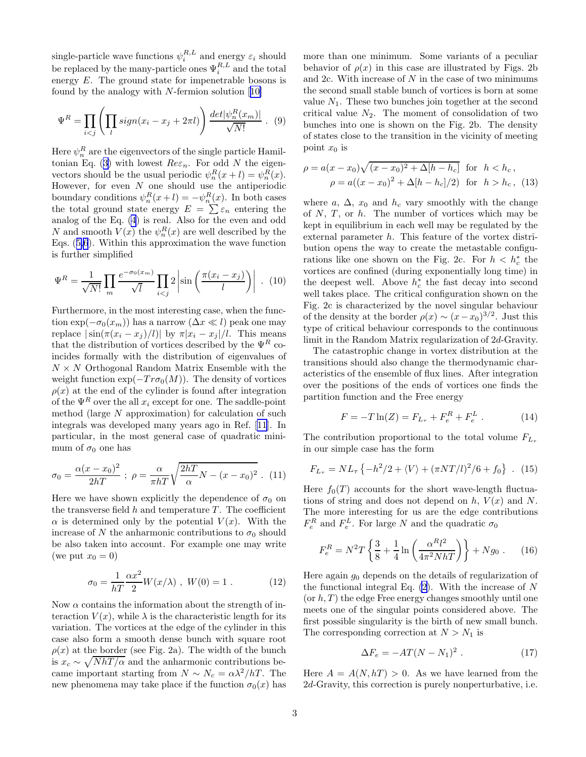single-particle wave functions $\psi_i^{R,L}$ and energy $\varepsilon_i$ should be replaced by the many-particle ones $\Psi_i^{R,L}$ and the total energy $E$. The ground state for impenetrable bosons is found by the analogy with $N$-fermion solution [10]

$$\Psi^R = \prod_{i<j}\left(\prod_l sign(x_i - x_j + 2\pi l)\right)\frac{det|\psi_n^R(x_m)|}{\sqrt{N!}} \ . \quad (9)$$

Here $\psi_n^R$ are the eigenvectors of the single particle Hamiltonian Eq. (3) with lowest $Re\varepsilon_n$. For odd $N$ the eigenvectors should be the usual periodic $\psi_n^R(x+l) = \psi_n^R(x)$. However, for even $N$ one should use the antiperiodic boundary conditions $\psi_n^R(x+l) = -\psi_n^R(x)$. In both cases the total ground state energy $E = \sum \varepsilon_n$ entering the analog of the Eq. (4) is real. Also for the even and odd $N$ and smooth $V(x)$ the $\psi_n^R(x)$ are well described by the Eqs. (5,6). Within this approximation the wave function is further simplified

$$\Psi^R = \frac{1}{\sqrt{N!}}\prod_m \frac{e^{-\sigma_0(x_m)}}{\sqrt{l}}\prod_{i<j} 2\left|\sin\left(\frac{\pi(x_i - x_j)}{l}\right)\right| \ . \quad (10)$$

Furthermore, in the most interesting case, when the function $\exp(-\sigma_0(x_m))$ has a narrow ($\Delta x \ll l$) peak one may replace $|\sin(\pi(x_i - x_j)/l)|$ by $\pi|x_i - x_j|/l$. This means that the distribution of vortices described by the $\Psi^R$ coincides formally with the distribution of eigenvalues of $N \times N$ Orthogonal Random Matrix Ensemble with the weight function $\exp(-Tr\sigma_0(M))$. The density of vortices $\rho(x)$ at the end of the cylinder is found after integration of the $\Psi^R$ over the all $x_i$ except for one. The saddle-point method (large $N$ approximation) for calculation of such integrals was developed many years ago in Ref. [11]. In particular, in the most general case of quadratic minimum of $\sigma_0$ one has

$$\sigma_0 = \frac{\alpha(x-x_0)^2}{2hT} \ ; \ \rho = \frac{\alpha}{\pi hT}\sqrt{\frac{2hT}{\alpha}N - (x-x_0)^2} \ . \quad (11)$$

Here we have shown explicitly the dependence of $\sigma_0$ on the transverse field $h$ and temperature $T$. The coefficient $\alpha$ is determined only by the potential $V(x)$. With the increase of $N$ the anharmonic contributions to $\sigma_0$ should be also taken into account. For example one may write (we put $x_0 = 0$)

$$\sigma_0 = \frac{1}{hT}\frac{\alpha x^2}{2}W(x/\lambda) \ , \ W(0) = 1 \ . \quad (12)$$

Now $\alpha$ contains the information about the strength of interaction $V(x)$, while $\lambda$ is the characteristic length for its variation. The vortices at the edge of the cylinder in this case also form a smooth dense bunch with square root $\rho(x)$ at the border (see Fig. 2a). The width of the bunch is $x_c \sim \sqrt{NhT/\alpha}$ and the anharmonic contributions became important starting from $N \sim N_c = \alpha\lambda^2/hT$. The new phenomena may take place if the function $\sigma_0(x)$ has more than one minimum. Some variants of a peculiar behavior of $\rho(x)$ in this case are illustrated by Figs. 2b and 2c. With increase of $N$ in the case of two minimums the second small stable bunch of vortices is born at some value $N_1$. These two bunches join together at the second critical value $N_2$. The moment of consolidation of two bunches into one is shown on the Fig. 2b. The density of states close to the transition in the vicinity of meeting point $x_0$ is

$$\rho = a(x-x_0)\sqrt{(x-x_0)^2 + \Delta[h-h_c]} \ \ \text{for} \ \ h < h_c \, ,$$
$$\rho = a((x-x_0)^2 + \Delta[h-h_c]/2) \ \ \text{for} \ \ h > h_c \, , \quad (13)$$

where $a$, $\Delta$, $x_0$ and $h_c$ vary smoothly with the change of $N$, $T$, or $h$. The number of vortices which may be kept in equilibrium in each well may be regulated by the external parameter $h$. This feature of the vortex distribution opens the way to create the metastable configurations like one shown on the Fig. 2c. For $h < h_c^*$ the vortices are confined (during exponentially long time) in the deepest well. Above $h_c^*$ the fast decay into second well takes place. The critical configuration shown on the Fig. 2c is characterized by the novel singular behaviour of the density at the border $\rho(x) \sim (x-x_0)^{3/2}$. Just this type of critical behaviour corresponds to the continuous limit in the Random Matrix regularization of $2d$-Gravity.

The catastrophic change in vortex distribution at the transitions should also change the thermodynamic characteristics of the ensemble of flux lines. After integration over the positions of the ends of vortices one finds the partition function and the Free energy

$$F = -T\ln(Z) = F_{L_\tau} + F_e^R + F_e^L \ . \quad (14)$$

The contribution proportional to the total volume $F_{L_\tau}$ in our simple case has the form

$$F_{L_\tau} = NL_\tau\left\{-h^2/2 + \langle V\rangle + (\pi NT/l)^2/6 + f_0\right\} \ . \quad (15)$$

Here $f_0(T)$ accounts for the short wave-length fluctuations of string and does not depend on $h$, $V(x)$ and $N$. The more interesting for us are the edge contributions $F_e^R$ and $F_e^L$. For large $N$ and the quadratic $\sigma_0$

$$F_e^R = N^2T\left\{\frac{3}{8} + \frac{1}{4}\ln\left(\frac{\alpha^R l^2}{4\pi^2 NhT}\right)\right\} + Ng_0 \ . \quad (16)$$

Here again $g_0$ depends on the details of regularization of the functional integral Eq. (2). With the increase of $N$ (or $h, T$) the edge Free energy changes smoothly until one meets one of the singular points considered above. The first possible singularity is the birth of new small bunch. The corresponding correction at $N > N_1$ is

$$\Delta F_e = -AT(N-N_1)^2 \ . \quad (17)$$

Here $A = A(N, hT) > 0$. As we have learned from the $2d$-Gravity, this correction is purely nonperturbative, i.e.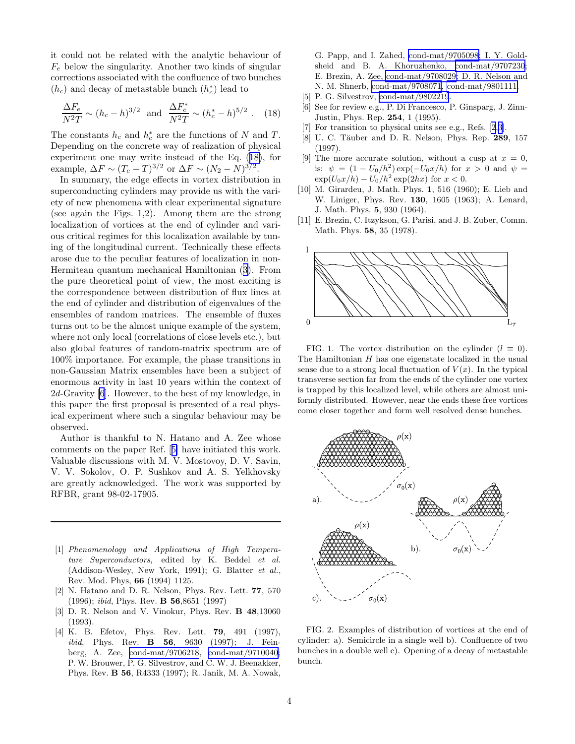it could not be related with the analytic behaviour of $F_e$ below the singularity. Another two kinds of singular corrections associated with the confluence of two bunches ($h_c$) and decay of metastable bunch ($h_c^*$) lead to

$$\frac{\Delta F_e}{N^2T} \sim (h_c - h)^{3/2} \;\; \text{and} \;\; \frac{\Delta F_e^*}{N^2T} \sim (h_c^* - h)^{5/2} \; . \quad (18)$$

The constants $h_c$ and $h_c^*$ are the functions of $N$ and $T$. Depending on the concrete way of realization of physical experiment one may write instead of the Eq. (18), for example, $\Delta F \sim (T_c - T)^{3/2}$ or $\Delta F \sim (N_2 - N)^{3/2}$.

In summary, the edge effects in vortex distribution in superconducting cylinders may provide us with the variety of new phenomena with clear experimental signature (see again the Figs. 1,2). Among them are the strong localization of vortices at the end of cylinder and various critical regimes for this localization available by tuning of the longitudinal current. Technically these effects arose due to the peculiar features of localization in non-Hermitean quantum mechanical Hamiltonian (3). From the pure theoretical point of view, the most exciting is the correspondence between distribution of flux lines at the end of cylinder and distribution of eigenvalues of the ensembles of random matrices. The ensemble of fluxes turns out to be the almost unique example of the system, where not only local (correlations of close levels etc.), but also global features of random-matrix spectrum are of 100% importance. For example, the phase transitions in non-Gaussian Matrix ensembles have been a subject of enormous activity in last 10 years within the context of 2$d$-Gravity [6]. However, to the best of my knowledge, in this paper the first proposal is presented of a real physical experiment where such a singular behaviour may be observed.

Author is thankful to N. Hatano and A. Zee whose comments on the paper Ref. [5] have initiated this work. Valuable discussions with M. V. Mostovoy, D. V. Savin, V. V. Sokolov, O. P. Sushkov and A. S. Yelkhovsky are greatly acknowledged. The work was supported by RFBR, grant 98-02-17905.

---

[1] *Phenomenology and Applications of High Temperature Superconductors*, edited by K. Beddel *et al.* (Addison-Wesley, New York, 1991); G. Blatter *et al.*, Rev. Mod. Phys, **66** (1994) 1125.

[2] N. Hatano and D. R. Nelson, Phys. Rev. Lett. **77**, 570 (1996); *ibid*, Phys. Rev. **B 56**,8651 (1997)

[3] D. R. Nelson and V. Vinokur, Phys. Rev. **B 48**,13060 (1993).

[4] K. B. Efetov, Phys. Rev. Lett. **79**, 491 (1997), *ibid*, Phys. Rev. **B 56**, 9630 (1997); J. Feinberg, A. Zee, cond-mat/9706218, cond-mat/9710040; P. W. Brouwer, P. G. Silvestrov, and C. W. J. Beenakker, Phys. Rev. **B 56**, R4333 (1997); R. Janik, M. A. Nowak, G. Papp, and I. Zahed, cond-mat/9705098; I. Y. Goldsheid and B. A. Khoruzhenko, cond-mat/9707230; E. Brezin, A. Zee, cond-mat/9708029; D. R. Nelson and N. M. Shnerb, cond-mat/9708071, cond-mat/9801111.

[5] P. G. Silvestrov, cond-mat/9802219.

[6] See for review e.g., P. Di Francesco, P. Ginsparg, J. Zinn-Justin, Phys. Rep. **254**, 1 (1995).

[7] For transition to physical units see e.g., Refs. [2,3].

[8] U. C. Täuber and D. R. Nelson, Phys. Rep. **289**, 157 (1997).

[9] The more accurate solution, without a cusp at $x = 0$, is: $\psi = (1 - U_0/h^2)\exp(-U_0x/h)$ for $x > 0$ and $\psi = \exp(U_0x/h) - U_0/h^2 \exp(2hx)$ for $x < 0$.

[10] M. Girardeu, J. Math. Phys. **1**, 516 (1960); E. Lieb and W. Liniger, Phys. Rev. **130**, 1605 (1963); A. Lenard, J. Math. Phys. **5**, 930 (1964).

[11] E. Brezin, C. Itzykson, G. Parisi, and J. B. Zuber, Comm. Math. Phys. **58**, 35 (1978).

l

0

$L_\tau$

FIG. 1. The vortex distribution on the cylinder ($l \equiv 0$). The Hamiltonian $H$ has one eigenstate localized in the usual sense due to a strong local fluctuation of $V(x)$. In the typical transverse section far from the ends of the cylinder one vortex is trapped by this localized level, while others are almost uniformly distributed. However, near the ends these free vortices come closer together and form well resolved dense bunches.

$\rho(x)$

$\sigma_0(x)$

a).

$\rho(x)$

b).

$\sigma_0(x)$

$\rho(x)$

c).

$\sigma_0(x)$

FIG. 2. Examples of distribution of vortices at the end of cylinder: a). Semicircle in a single well b). Confluence of two bunches in a double well c). Opening of a decay of metastable bunch.